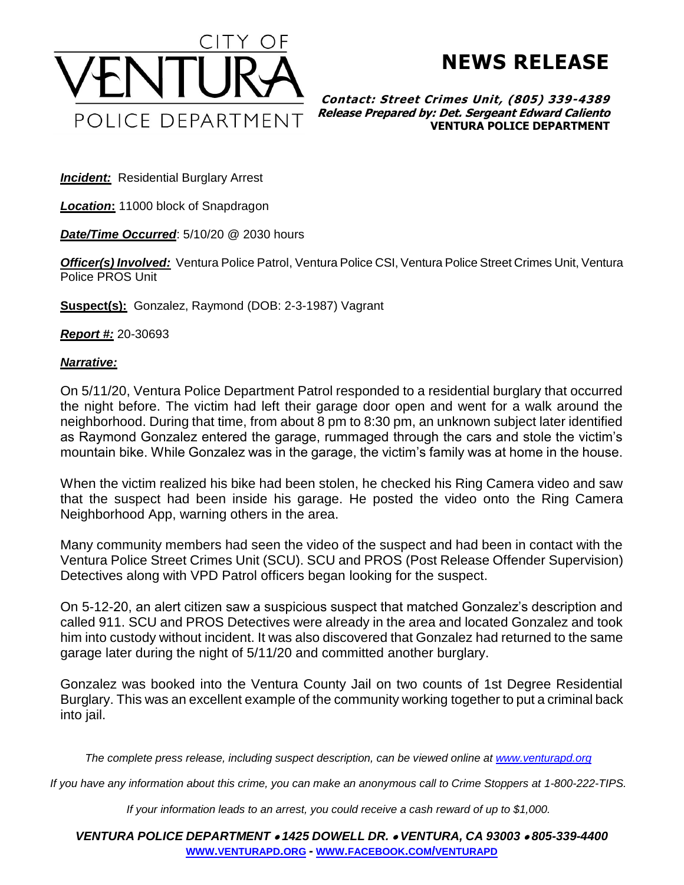CITY OF VENTURA POLICE DEPARTMENT

# NEWS RELEASE

***Contact: Street Crimes Unit, (805) 339-4389***
***Release Prepared by: Det. Sergeant Edward Caliento***
**VENTURA POLICE DEPARTMENT**

***Incident:*** Residential Burglary Arrest

***Location*:** 11000 block of Snapdragon

***Date/Time Occurred***: 5/10/20 @ 2030 hours

***Officer(s) Involved:*** Ventura Police Patrol, Ventura Police CSI, Ventura Police Street Crimes Unit, Ventura Police PROS Unit

**Suspect(s):** Gonzalez, Raymond (DOB: 2-3-1987) Vagrant

***Report #:*** 20-30693

***Narrative:***

On 5/11/20, Ventura Police Department Patrol responded to a residential burglary that occurred the night before. The victim had left their garage door open and went for a walk around the neighborhood. During that time, from about 8 pm to 8:30 pm, an unknown subject later identified as Raymond Gonzalez entered the garage, rummaged through the cars and stole the victim's mountain bike. While Gonzalez was in the garage, the victim's family was at home in the house.

When the victim realized his bike had been stolen, he checked his Ring Camera video and saw that the suspect had been inside his garage. He posted the video onto the Ring Camera Neighborhood App, warning others in the area.

Many community members had seen the video of the suspect and had been in contact with the Ventura Police Street Crimes Unit (SCU). SCU and PROS (Post Release Offender Supervision) Detectives along with VPD Patrol officers began looking for the suspect.

On 5-12-20, an alert citizen saw a suspicious suspect that matched Gonzalez's description and called 911. SCU and PROS Detectives were already in the area and located Gonzalez and took him into custody without incident. It was also discovered that Gonzalez had returned to the same garage later during the night of 5/11/20 and committed another burglary.

Gonzalez was booked into the Ventura County Jail on two counts of 1st Degree Residential Burglary. This was an excellent example of the community working together to put a criminal back into jail.

*The complete press release, including suspect description, can be viewed online at www.venturapd.org*

*If you have any information about this crime, you can make an anonymous call to Crime Stoppers at 1-800-222-TIPS.*

*If your information leads to an arrest, you could receive a cash reward of up to $1,000.*

***VENTURA POLICE DEPARTMENT • 1425 DOWELL DR. • VENTURA, CA 93003 • 805-339-4400***
**WWW.VENTURAPD.ORG - WWW.FACEBOOK.COM/VENTURAPD**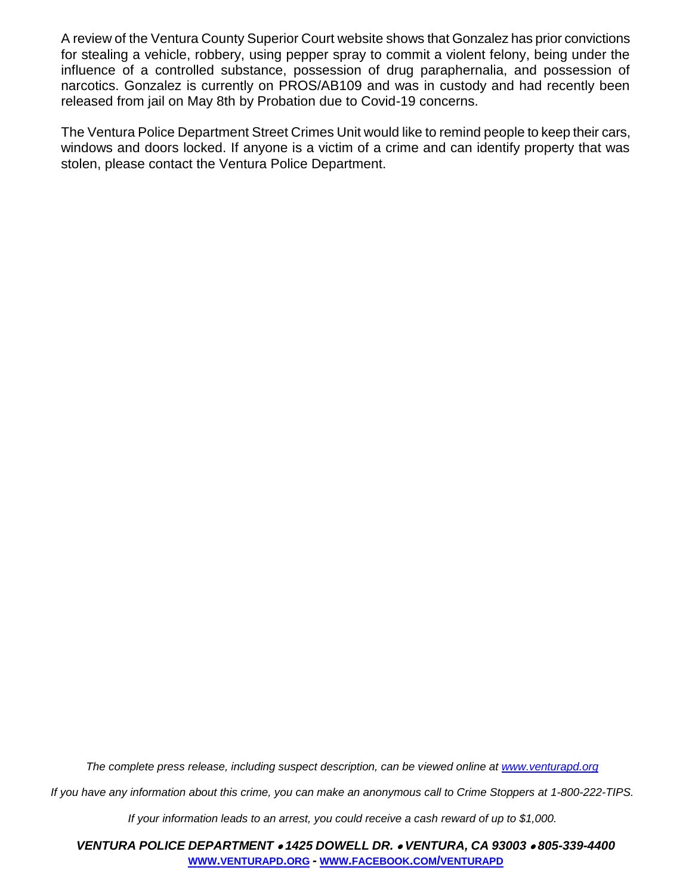A review of the Ventura County Superior Court website shows that Gonzalez has prior convictions for stealing a vehicle, robbery, using pepper spray to commit a violent felony, being under the influence of a controlled substance, possession of drug paraphernalia, and possession of narcotics. Gonzalez is currently on PROS/AB109 and was in custody and had recently been released from jail on May 8th by Probation due to Covid-19 concerns.

The Ventura Police Department Street Crimes Unit would like to remind people to keep their cars, windows and doors locked. If anyone is a victim of a crime and can identify property that was stolen, please contact the Ventura Police Department.

*The complete press release, including suspect description, can be viewed online at [www.venturapd.org](http://www.venturapd.org)*

*If you have any information about this crime, you can make an anonymous call to Crime Stoppers at 1-800-222-TIPS.*

*If your information leads to an arrest, you could receive a cash reward of up to $1,000.*

***VENTURA POLICE DEPARTMENT • 1425 DOWELL DR. • VENTURA, CA 93003 • 805-339-4400***

**[WWW.VENTURAPD.ORG](http://www.venturapd.org) - [WWW.FACEBOOK.COM/VENTURAPD](http://www.facebook.com/venturapd)**